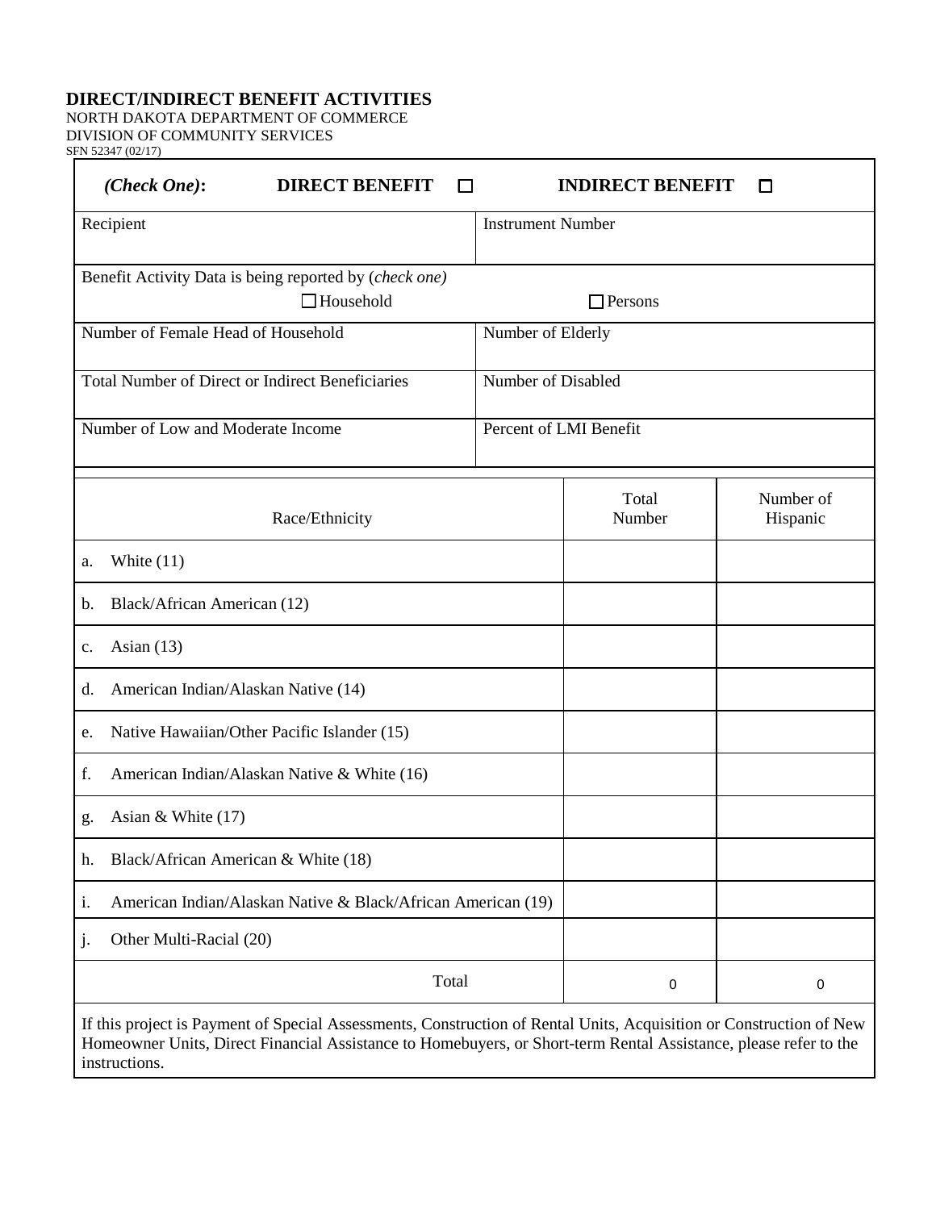# DIRECT/INDIRECT BENEFIT ACTIVITIES

NORTH DAKOTA DEPARTMENT OF COMMERCE
DIVISION OF COMMUNITY SERVICES
SFN 52347 (02/17)

***(Check One)*:** **DIRECT BENEFIT** ☐ **INDIRECT BENEFIT** ☐

| Recipient | Instrument Number |
|---|---|
| Benefit Activity Data is being reported by (*check one*) ☐ Household ☐ Persons | |
| Number of Female Head of Household | Number of Elderly |
| Total Number of Direct or Indirect Beneficiaries | Number of Disabled |
| Number of Low and Moderate Income | Percent of LMI Benefit |

| Race/Ethnicity | Total Number | Number of Hispanic |
|---|---|---|
| a. White (11) | | |
| b. Black/African American (12) | | |
| c. Asian (13) | | |
| d. American Indian/Alaskan Native (14) | | |
| e. Native Hawaiian/Other Pacific Islander (15) | | |
| f. American Indian/Alaskan Native & White (16) | | |
| g. Asian & White (17) | | |
| h. Black/African American & White (18) | | |
| i. American Indian/Alaskan Native & Black/African American (19) | | |
| j. Other Multi-Racial (20) | | |
| Total | 0 | 0 |

If this project is Payment of Special Assessments, Construction of Rental Units, Acquisition or Construction of New Homeowner Units, Direct Financial Assistance to Homebuyers, or Short-term Rental Assistance, please refer to the instructions.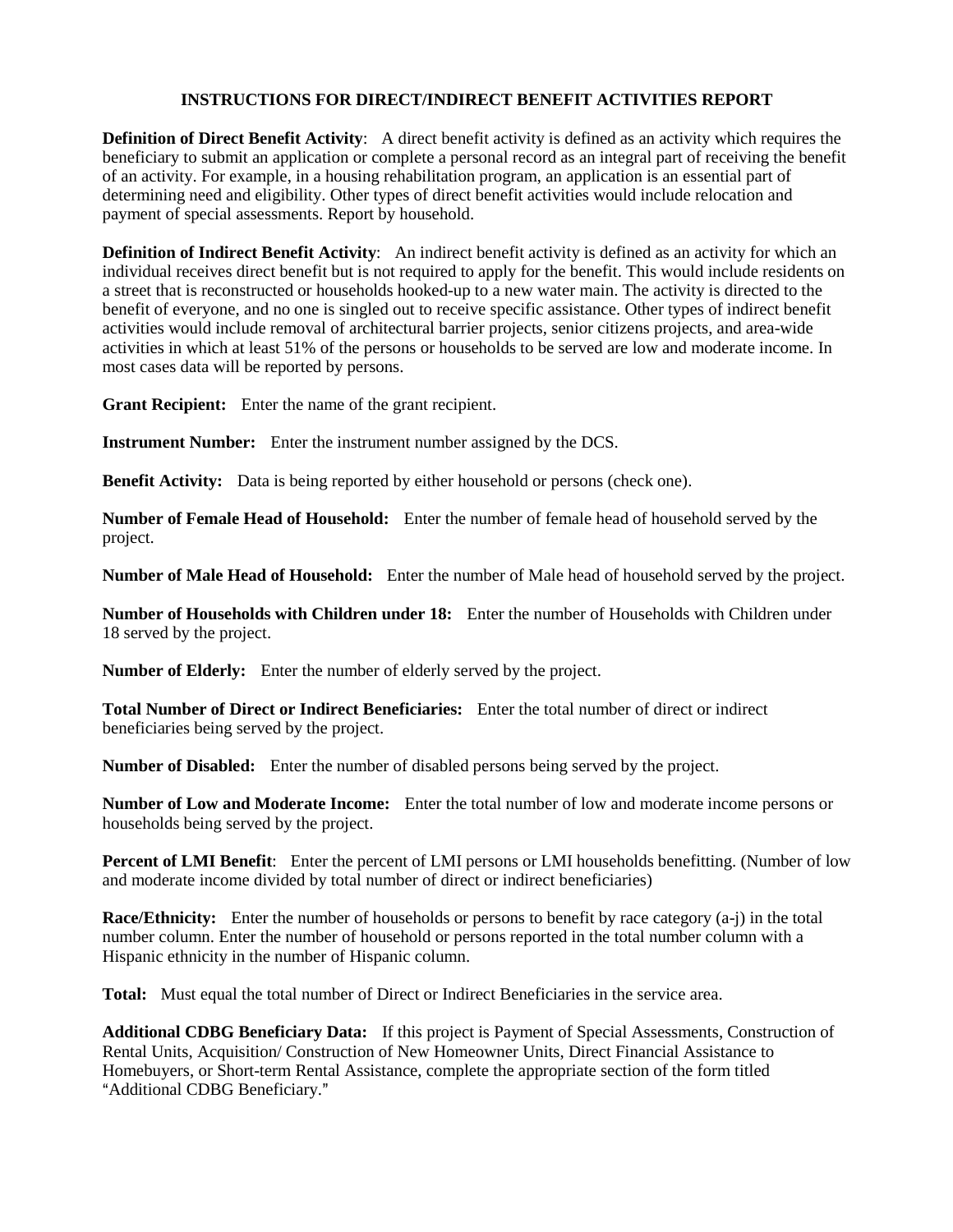## INSTRUCTIONS FOR DIRECT/INDIRECT BENEFIT ACTIVITIES REPORT

**Definition of Direct Benefit Activity**: A direct benefit activity is defined as an activity which requires the beneficiary to submit an application or complete a personal record as an integral part of receiving the benefit of an activity. For example, in a housing rehabilitation program, an application is an essential part of determining need and eligibility. Other types of direct benefit activities would include relocation and payment of special assessments. Report by household.

**Definition of Indirect Benefit Activity**: An indirect benefit activity is defined as an activity for which an individual receives direct benefit but is not required to apply for the benefit. This would include residents on a street that is reconstructed or households hooked-up to a new water main. The activity is directed to the benefit of everyone, and no one is singled out to receive specific assistance. Other types of indirect benefit activities would include removal of architectural barrier projects, senior citizens projects, and area-wide activities in which at least 51% of the persons or households to be served are low and moderate income. In most cases data will be reported by persons.

**Grant Recipient:** Enter the name of the grant recipient.

**Instrument Number:** Enter the instrument number assigned by the DCS.

**Benefit Activity:** Data is being reported by either household or persons (check one).

**Number of Female Head of Household:** Enter the number of female head of household served by the project.

**Number of Male Head of Household:** Enter the number of Male head of household served by the project.

**Number of Households with Children under 18:** Enter the number of Households with Children under 18 served by the project.

**Number of Elderly:** Enter the number of elderly served by the project.

**Total Number of Direct or Indirect Beneficiaries:** Enter the total number of direct or indirect beneficiaries being served by the project.

**Number of Disabled:** Enter the number of disabled persons being served by the project.

**Number of Low and Moderate Income:** Enter the total number of low and moderate income persons or households being served by the project.

**Percent of LMI Benefit**: Enter the percent of LMI persons or LMI households benefitting. (Number of low and moderate income divided by total number of direct or indirect beneficiaries)

**Race/Ethnicity:** Enter the number of households or persons to benefit by race category (a-j) in the total number column. Enter the number of household or persons reported in the total number column with a Hispanic ethnicity in the number of Hispanic column.

**Total:** Must equal the total number of Direct or Indirect Beneficiaries in the service area.

**Additional CDBG Beneficiary Data:** If this project is Payment of Special Assessments, Construction of Rental Units, Acquisition/ Construction of New Homeowner Units, Direct Financial Assistance to Homebuyers, or Short-term Rental Assistance, complete the appropriate section of the form titled "Additional CDBG Beneficiary."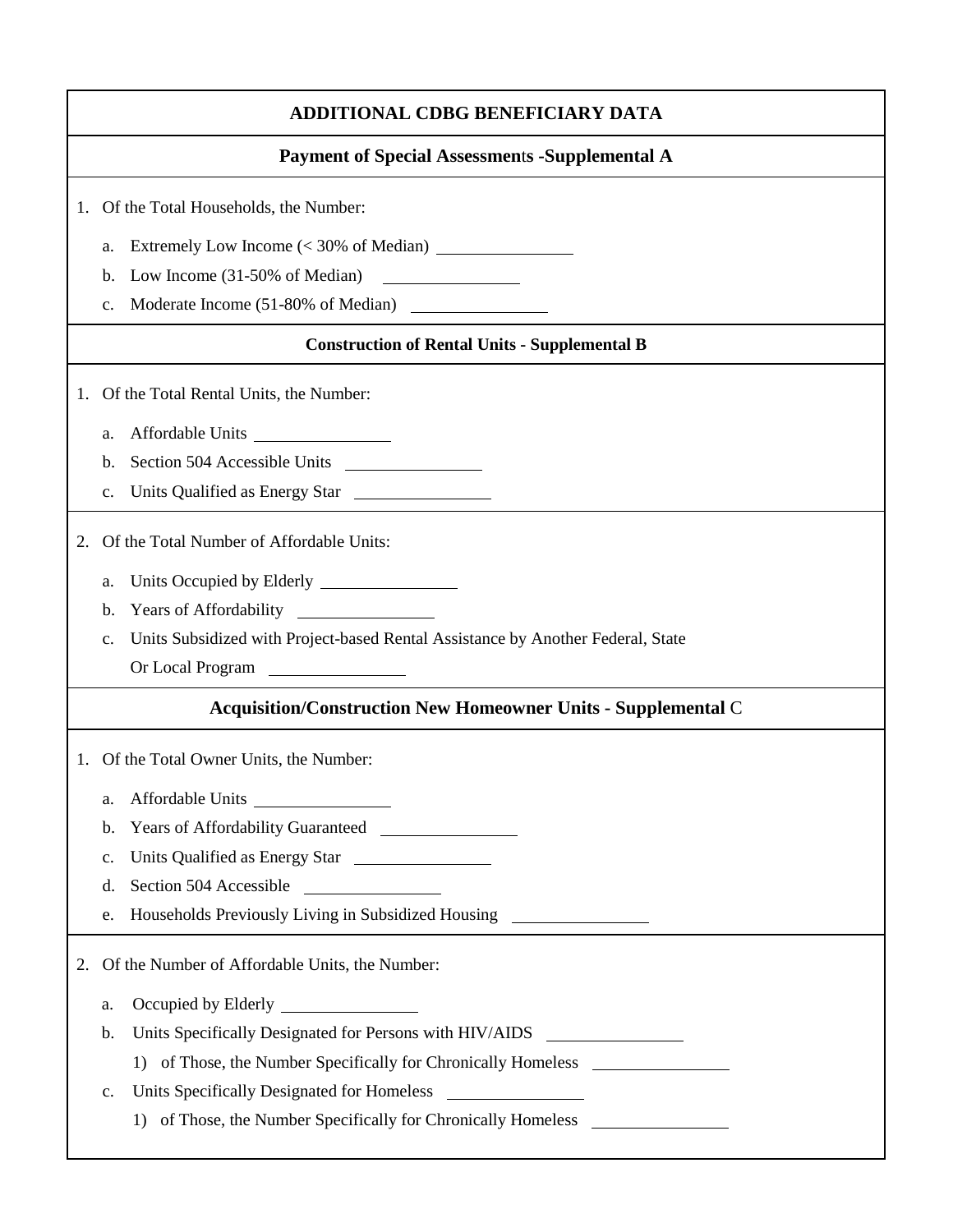# ADDITIONAL CDBG BENEFICIARY DATA

## Payment of Special Assessments -Supplemental A

1. Of the Total Households, the Number:
   a. Extremely Low Income (< 30% of Median) ________________
   b. Low Income (31-50% of Median) ________________
   c. Moderate Income (51-80% of Median) ________________

## Construction of Rental Units - Supplemental B

1. Of the Total Rental Units, the Number:
   a. Affordable Units ________________
   b. Section 504 Accessible Units ________________
   c. Units Qualified as Energy Star ________________

2. Of the Total Number of Affordable Units:
   a. Units Occupied by Elderly ________________
   b. Years of Affordability ________________
   c. Units Subsidized with Project-based Rental Assistance by Another Federal, State Or Local Program ________________

## Acquisition/Construction New Homeowner Units - Supplemental C

1. Of the Total Owner Units, the Number:
   a. Affordable Units ________________
   b. Years of Affordability Guaranteed ________________
   c. Units Qualified as Energy Star ________________
   d. Section 504 Accessible ________________
   e. Households Previously Living in Subsidized Housing ________________

2. Of the Number of Affordable Units, the Number:
   a. Occupied by Elderly ________________
   b. Units Specifically Designated for Persons with HIV/AIDS ________________
      1) of Those, the Number Specifically for Chronically Homeless ________________
   c. Units Specifically Designated for Homeless ________________
      1) of Those, the Number Specifically for Chronically Homeless ________________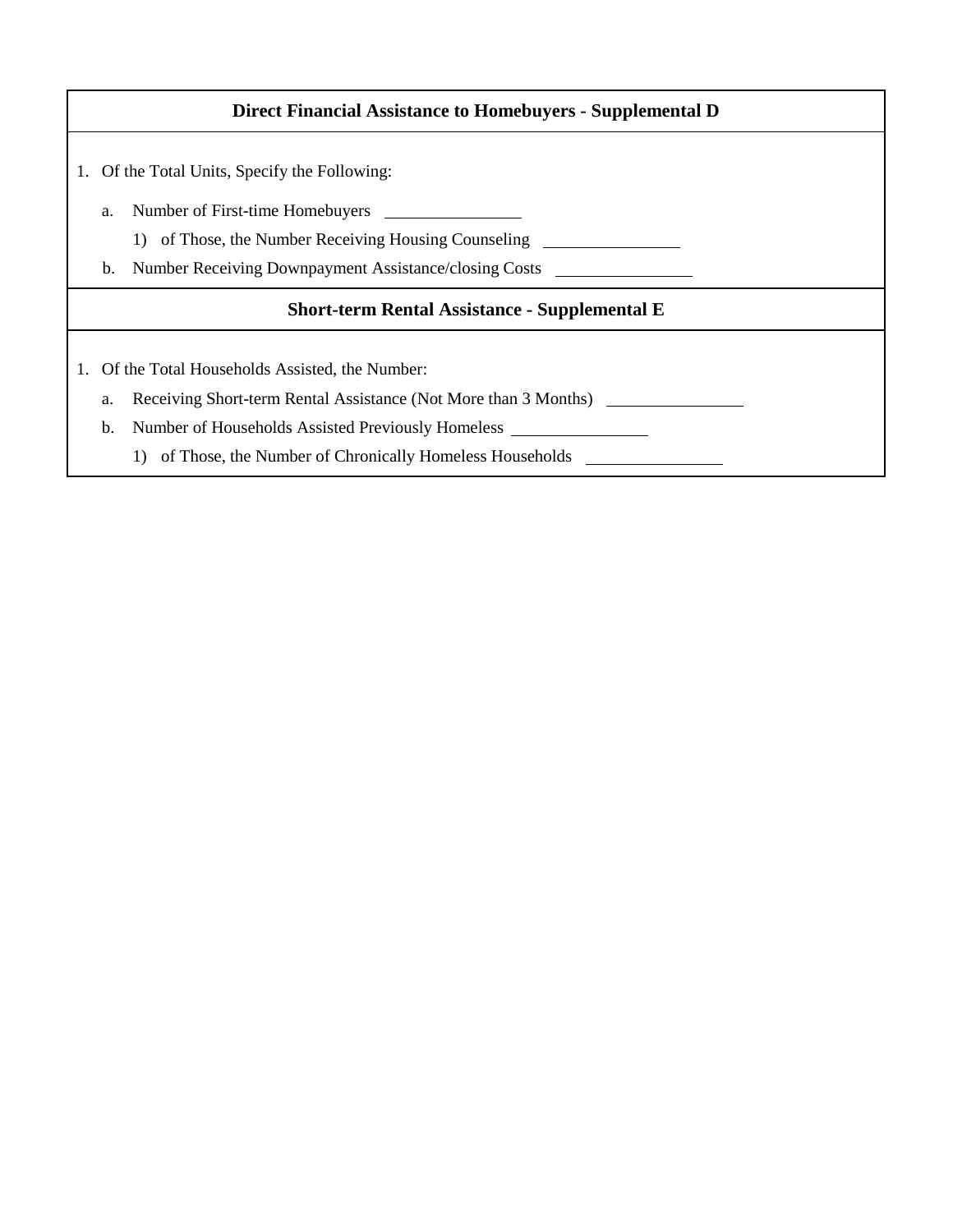## Direct Financial Assistance to Homebuyers - Supplemental D

1. Of the Total Units, Specify the Following:
   a. Number of First-time Homebuyers ______________
      1) of Those, the Number Receiving Housing Counseling ______________
   b. Number Receiving Downpayment Assistance/closing Costs ______________

## Short-term Rental Assistance - Supplemental E

1. Of the Total Households Assisted, the Number:
   a. Receiving Short-term Rental Assistance (Not More than 3 Months) ______________
   b. Number of Households Assisted Previously Homeless ______________
      1) of Those, the Number of Chronically Homeless Households ______________